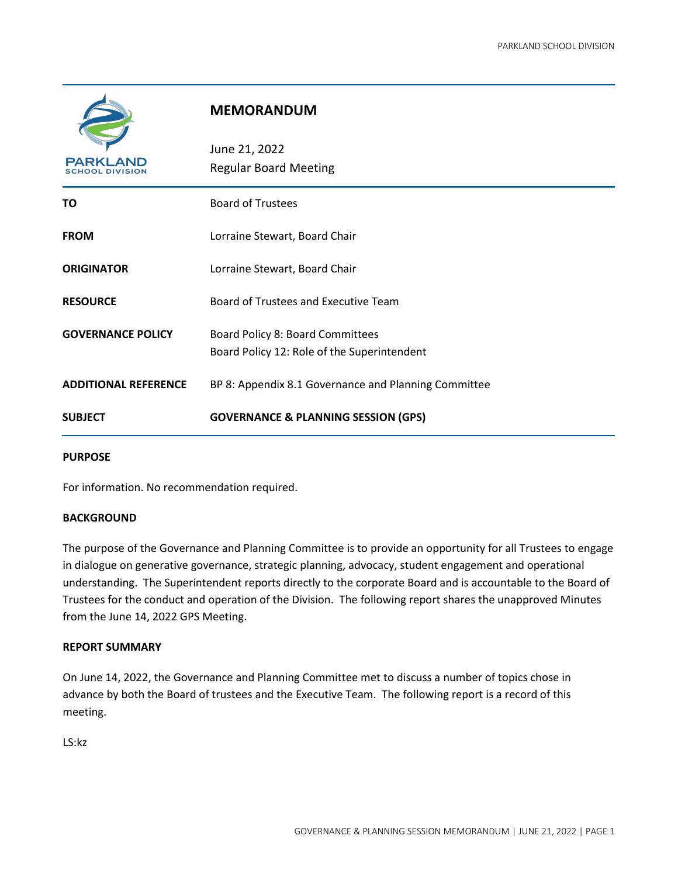# MEMORANDUM

June 21, 2022
Regular Board Meeting

| | |
|---|---|
| **TO** | Board of Trustees |
| **FROM** | Lorraine Stewart, Board Chair |
| **ORIGINATOR** | Lorraine Stewart, Board Chair |
| **RESOURCE** | Board of Trustees and Executive Team |
| **GOVERNANCE POLICY** | Board Policy 8: Board Committees<br>Board Policy 12: Role of the Superintendent |
| **ADDITIONAL REFERENCE** | BP 8: Appendix 8.1 Governance and Planning Committee |
| **SUBJECT** | **GOVERNANCE & PLANNING SESSION (GPS)** |

**PURPOSE**

For information. No recommendation required.

**BACKGROUND**

The purpose of the Governance and Planning Committee is to provide an opportunity for all Trustees to engage in dialogue on generative governance, strategic planning, advocacy, student engagement and operational understanding. The Superintendent reports directly to the corporate Board and is accountable to the Board of Trustees for the conduct and operation of the Division. The following report shares the unapproved Minutes from the June 14, 2022 GPS Meeting.

**REPORT SUMMARY**

On June 14, 2022, the Governance and Planning Committee met to discuss a number of topics chose in advance by both the Board of trustees and the Executive Team. The following report is a record of this meeting.

LS:kz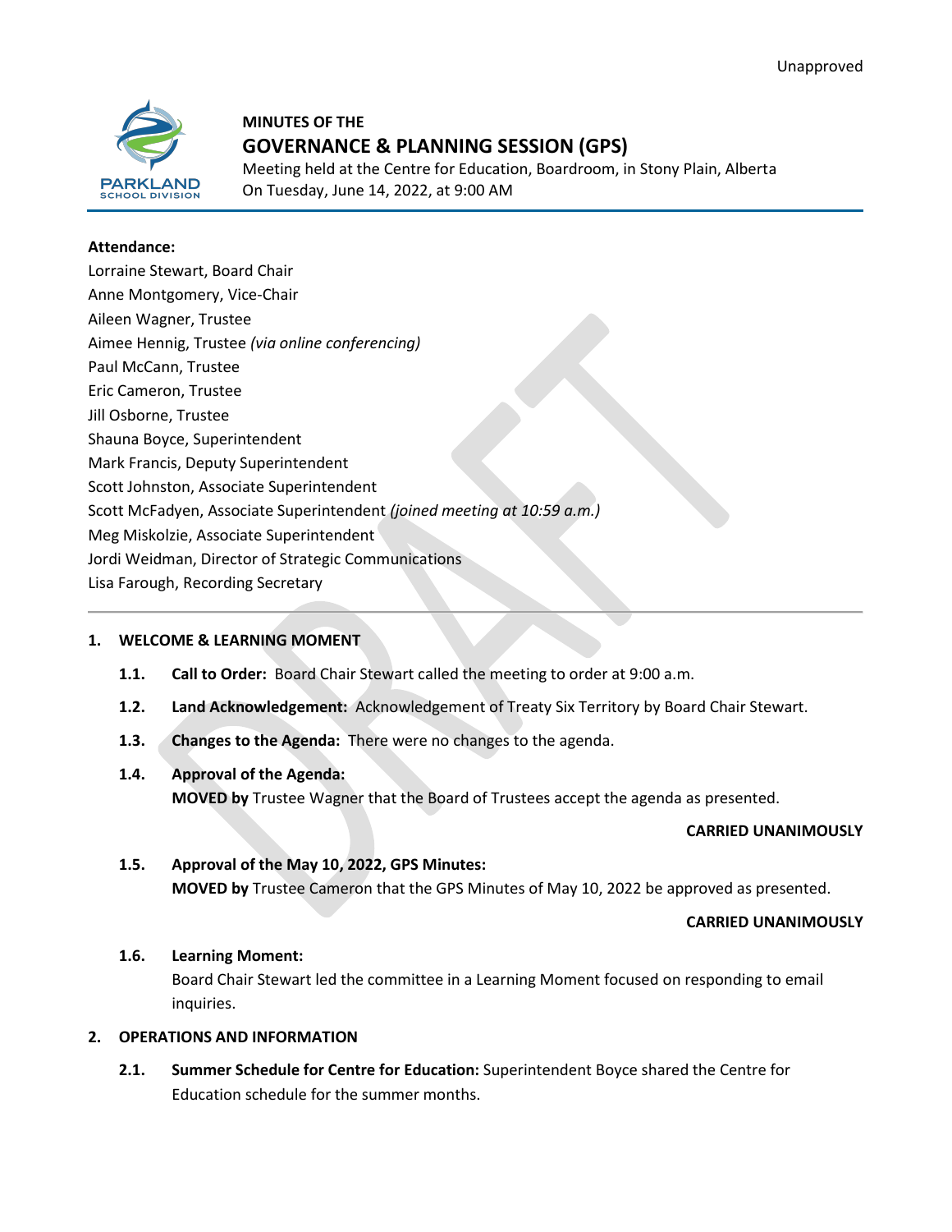Unapproved

**MINUTES OF THE**

# GOVERNANCE & PLANNING SESSION (GPS)

Meeting held at the Centre for Education, Boardroom, in Stony Plain, Alberta
On Tuesday, June 14, 2022, at 9:00 AM

**Attendance:**

Lorraine Stewart, Board Chair
Anne Montgomery, Vice-Chair
Aileen Wagner, Trustee
Aimee Hennig, Trustee *(via online conferencing)*
Paul McCann, Trustee
Eric Cameron, Trustee
Jill Osborne, Trustee
Shauna Boyce, Superintendent
Mark Francis, Deputy Superintendent
Scott Johnston, Associate Superintendent
Scott McFadyen, Associate Superintendent *(joined meeting at 10:59 a.m.)*
Meg Miskolzie, Associate Superintendent
Jordi Weidman, Director of Strategic Communications
Lisa Farough, Recording Secretary

---

## 1. WELCOME & LEARNING MOMENT

**1.1. Call to Order:** Board Chair Stewart called the meeting to order at 9:00 a.m.

**1.2. Land Acknowledgement:** Acknowledgement of Treaty Six Territory by Board Chair Stewart.

**1.3. Changes to the Agenda:** There were no changes to the agenda.

**1.4. Approval of the Agenda:**
**MOVED by** Trustee Wagner that the Board of Trustees accept the agenda as presented.

**CARRIED UNANIMOUSLY**

**1.5. Approval of the May 10, 2022, GPS Minutes:**
**MOVED by** Trustee Cameron that the GPS Minutes of May 10, 2022 be approved as presented.

**CARRIED UNANIMOUSLY**

**1.6. Learning Moment:**
Board Chair Stewart led the committee in a Learning Moment focused on responding to email inquiries.

## 2. OPERATIONS AND INFORMATION

**2.1. Summer Schedule for Centre for Education:** Superintendent Boyce shared the Centre for Education schedule for the summer months.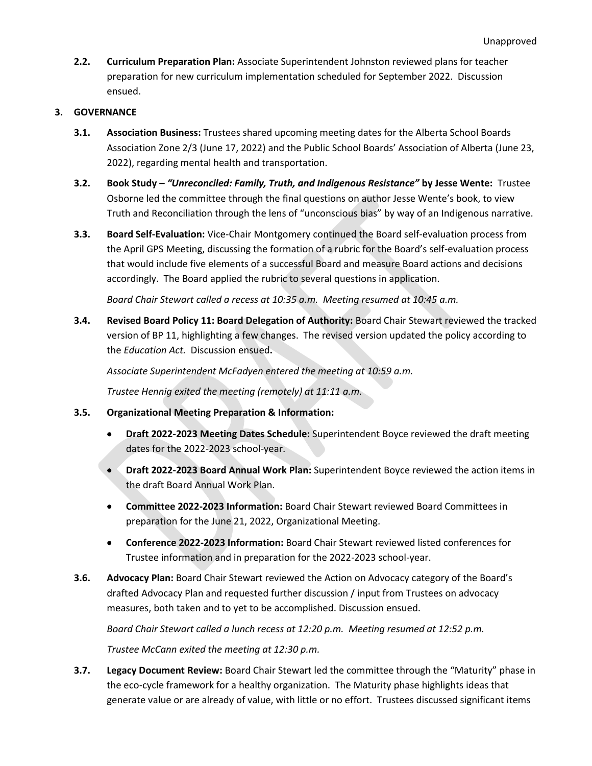**2.2. Curriculum Preparation Plan:** Associate Superintendent Johnston reviewed plans for teacher preparation for new curriculum implementation scheduled for September 2022. Discussion ensued.

## 3. GOVERNANCE

**3.1. Association Business:** Trustees shared upcoming meeting dates for the Alberta School Boards Association Zone 2/3 (June 17, 2022) and the Public School Boards' Association of Alberta (June 23, 2022), regarding mental health and transportation.

**3.2. Book Study – *"Unreconciled: Family, Truth, and Indigenous Resistance"* by Jesse Wente:** Trustee Osborne led the committee through the final questions on author Jesse Wente's book, to view Truth and Reconciliation through the lens of "unconscious bias" by way of an Indigenous narrative.

**3.3. Board Self-Evaluation:** Vice-Chair Montgomery continued the Board self-evaluation process from the April GPS Meeting, discussing the formation of a rubric for the Board's self-evaluation process that would include five elements of a successful Board and measure Board actions and decisions accordingly. The Board applied the rubric to several questions in application.

*Board Chair Stewart called a recess at 10:35 a.m. Meeting resumed at 10:45 a.m.*

**3.4. Revised Board Policy 11: Board Delegation of Authority:** Board Chair Stewart reviewed the tracked version of BP 11, highlighting a few changes. The revised version updated the policy according to the *Education Act.* Discussion ensued**.**

*Associate Superintendent McFadyen entered the meeting at 10:59 a.m.*

*Trustee Hennig exited the meeting (remotely) at 11:11 a.m.*

**3.5. Organizational Meeting Preparation & Information:**

- **Draft 2022-2023 Meeting Dates Schedule:** Superintendent Boyce reviewed the draft meeting dates for the 2022-2023 school-year.
- **Draft 2022-2023 Board Annual Work Plan:** Superintendent Boyce reviewed the action items in the draft Board Annual Work Plan.
- **Committee 2022-2023 Information:** Board Chair Stewart reviewed Board Committees in preparation for the June 21, 2022, Organizational Meeting.
- **Conference 2022-2023 Information:** Board Chair Stewart reviewed listed conferences for Trustee information and in preparation for the 2022-2023 school-year.

**3.6. Advocacy Plan:** Board Chair Stewart reviewed the Action on Advocacy category of the Board's drafted Advocacy Plan and requested further discussion / input from Trustees on advocacy measures, both taken and to yet to be accomplished. Discussion ensued.

*Board Chair Stewart called a lunch recess at 12:20 p.m. Meeting resumed at 12:52 p.m.*

*Trustee McCann exited the meeting at 12:30 p.m.*

**3.7. Legacy Document Review:** Board Chair Stewart led the committee through the "Maturity" phase in the eco-cycle framework for a healthy organization. The Maturity phase highlights ideas that generate value or are already of value, with little or no effort. Trustees discussed significant items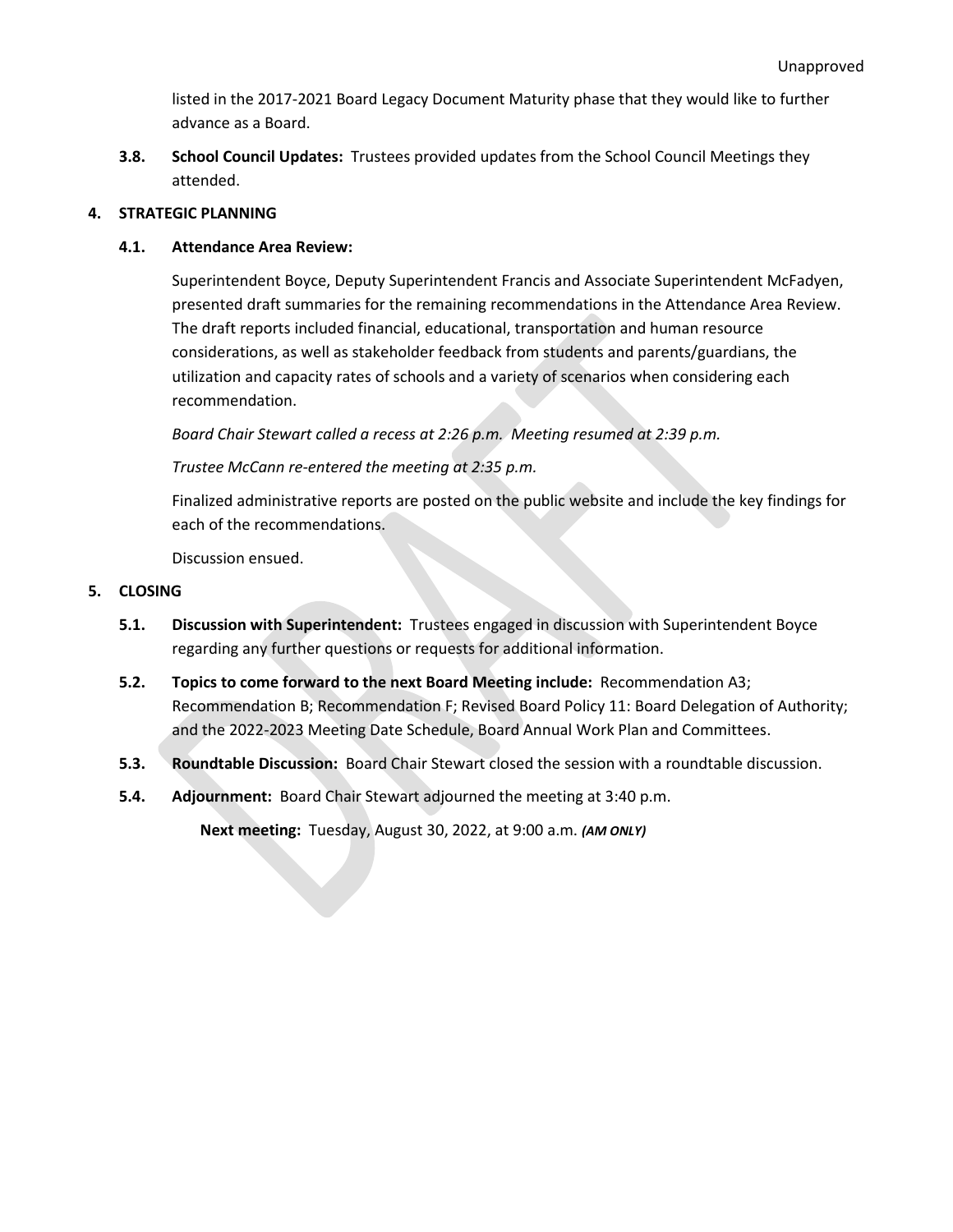listed in the 2017-2021 Board Legacy Document Maturity phase that they would like to further advance as a Board.

**3.8. School Council Updates:** Trustees provided updates from the School Council Meetings they attended.

## 4. STRATEGIC PLANNING

**4.1. Attendance Area Review:**

Superintendent Boyce, Deputy Superintendent Francis and Associate Superintendent McFadyen, presented draft summaries for the remaining recommendations in the Attendance Area Review. The draft reports included financial, educational, transportation and human resource considerations, as well as stakeholder feedback from students and parents/guardians, the utilization and capacity rates of schools and a variety of scenarios when considering each recommendation.

*Board Chair Stewart called a recess at 2:26 p.m. Meeting resumed at 2:39 p.m.*

*Trustee McCann re-entered the meeting at 2:35 p.m.*

Finalized administrative reports are posted on the public website and include the key findings for each of the recommendations.

Discussion ensued.

## 5. CLOSING

**5.1. Discussion with Superintendent:** Trustees engaged in discussion with Superintendent Boyce regarding any further questions or requests for additional information.

**5.2. Topics to come forward to the next Board Meeting include:** Recommendation A3; Recommendation B; Recommendation F; Revised Board Policy 11: Board Delegation of Authority; and the 2022-2023 Meeting Date Schedule, Board Annual Work Plan and Committees.

**5.3. Roundtable Discussion:** Board Chair Stewart closed the session with a roundtable discussion.

**5.4. Adjournment:** Board Chair Stewart adjourned the meeting at 3:40 p.m.

**Next meeting:** Tuesday, August 30, 2022, at 9:00 a.m. ***(AM ONLY)***